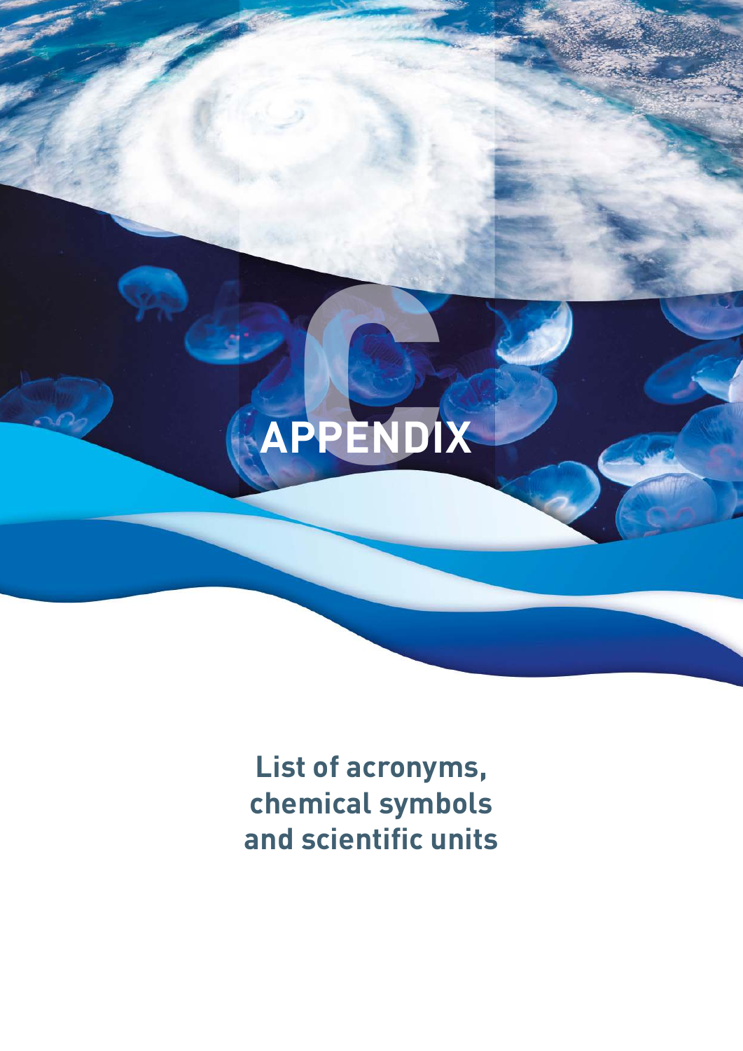# APPENDIX C

## List of acronyms, chemical symbols and scientific units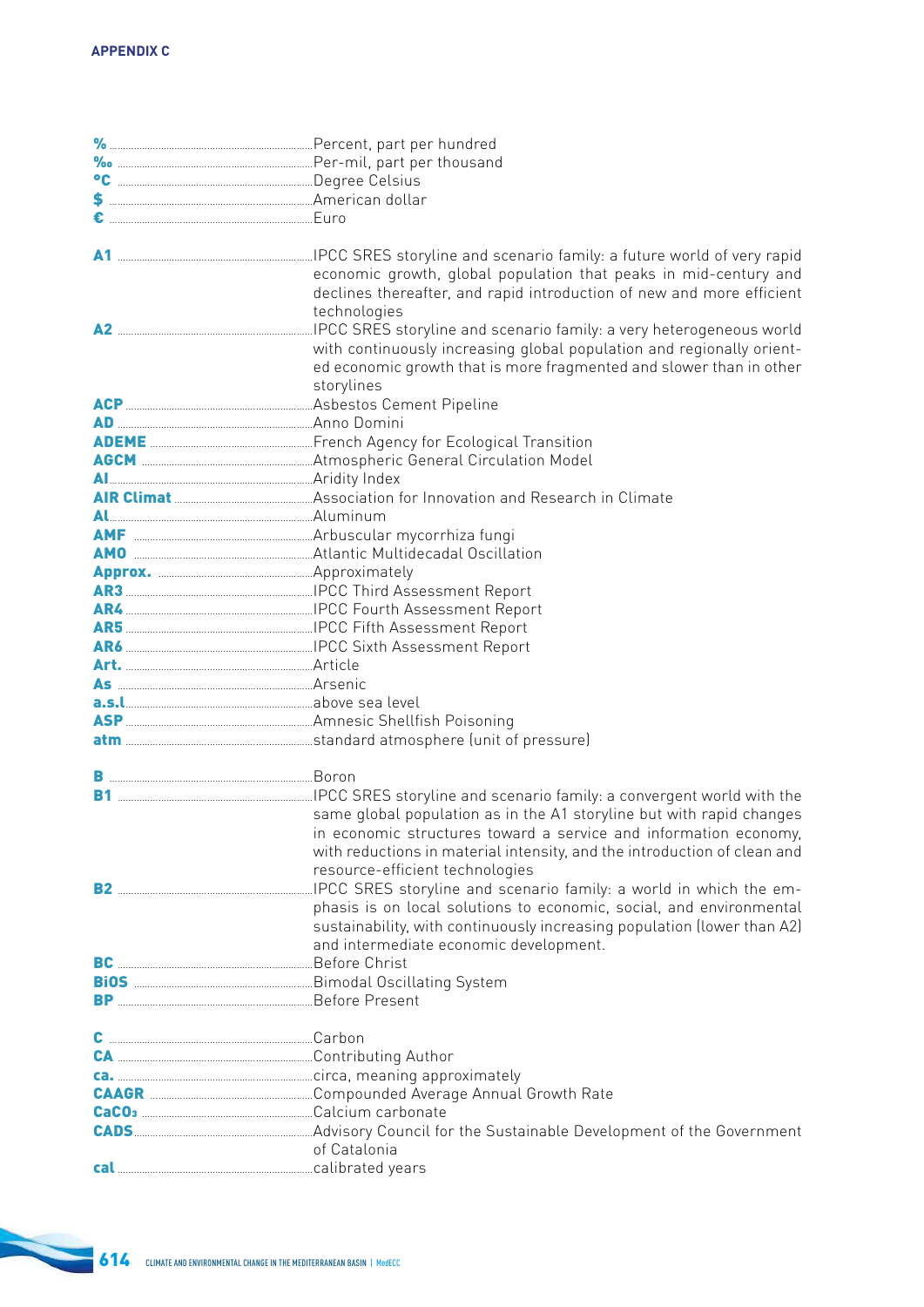**APPENDIX C**

**%** ........ Percent, part per hundred
**‰** ........ Per-mil, part per thousand
**°C** ........ Degree Celsius
**$** ........ American dollar
**€** ........ Euro

**A1** ........ IPCC SRES storyline and scenario family: a future world of very rapid economic growth, global population that peaks in mid-century and declines thereafter, and rapid introduction of new and more efficient technologies
**A2** ........ IPCC SRES storyline and scenario family: a very heterogeneous world with continuously increasing global population and regionally oriented economic growth that is more fragmented and slower than in other storylines
**ACP** ........ Asbestos Cement Pipeline
**AD** ........ Anno Domini
**ADEME** ........ French Agency for Ecological Transition
**AGCM** ........ Atmospheric General Circulation Model
**AI** ........ Aridity Index
**AIR Climat** ........ Association for Innovation and Research in Climate
**Al** ........ Aluminum
**AMF** ........ Arbuscular mycorrhiza fungi
**AMO** ........ Atlantic Multidecadal Oscillation
**Approx.** ........ Approximately
**AR3** ........ IPCC Third Assessment Report
**AR4** ........ IPCC Fourth Assessment Report
**AR5** ........ IPCC Fifth Assessment Report
**AR6** ........ IPCC Sixth Assessment Report
**Art.** ........ Article
**As** ........ Arsenic
**a.s.l** ........ above sea level
**ASP** ........ Amnesic Shellfish Poisoning
**atm** ........ standard atmosphere (unit of pressure)

**B** ........ Boron
**B1** ........ IPCC SRES storyline and scenario family: a convergent world with the same global population as in the A1 storyline but with rapid changes in economic structures toward a service and information economy, with reductions in material intensity, and the introduction of clean and resource-efficient technologies
**B2** ........ IPCC SRES storyline and scenario family: a world in which the emphasis is on local solutions to economic, social, and environmental sustainability, with continuously increasing population (lower than A2) and intermediate economic development.
**BC** ........ Before Christ
**BiOS** ........ Bimodal Oscillating System
**BP** ........ Before Present

**C** ........ Carbon
**CA** ........ Contributing Author
**ca.** ........ circa, meaning approximately
**CAAGR** ........ Compounded Average Annual Growth Rate
**$CaCO_3$** ........ Calcium carbonate
**CADS** ........ Advisory Council for the Sustainable Development of the Government of Catalonia
**cal** ........ calibrated years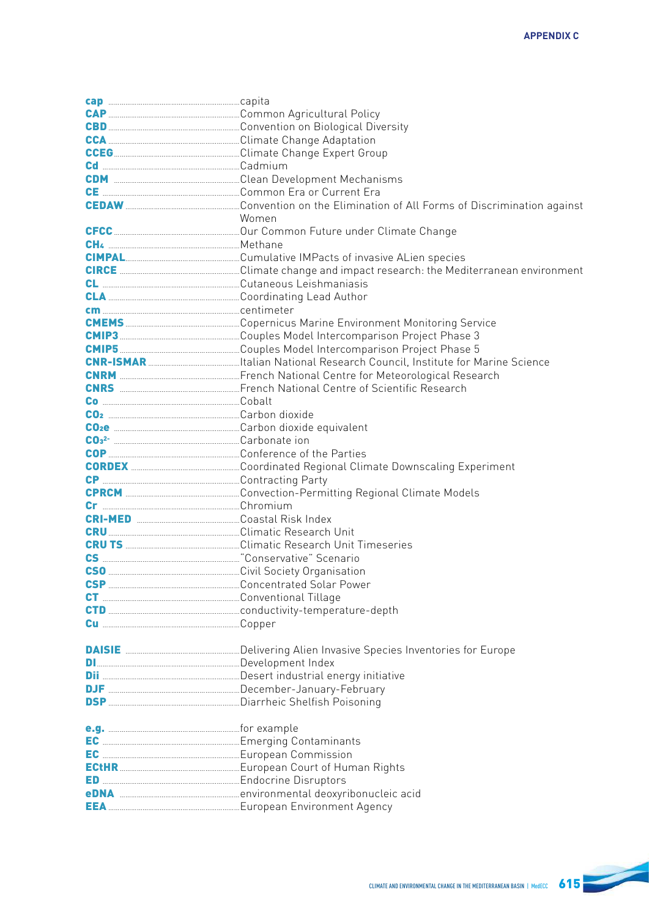**cap** ... capita
**CAP** ... Common Agricultural Policy
**CBD** ... Convention on Biological Diversity
**CCA** ... Climate Change Adaptation
**CCEG** ... Climate Change Expert Group
**Cd** ... Cadmium
**CDM** ... Clean Development Mechanisms
**CE** ... Common Era or Current Era
**CEDAW** ... Convention on the Elimination of All Forms of Discrimination against Women
**CFCC** ... Our Common Future under Climate Change
**$CH_4$** ... Methane
**CIMPAL** ... Cumulative IMPacts of invasive ALien species
**CIRCE** ... Climate change and impact research: the Mediterranean environment
**CL** ... Cutaneous Leishmaniasis
**CLA** ... Coordinating Lead Author
**cm** ... centimeter
**CMEMS** ... Copernicus Marine Environment Monitoring Service
**CMIP3** ... Couples Model Intercomparison Project Phase 3
**CMIP5** ... Couples Model Intercomparison Project Phase 5
**CNR-ISMAR** ... Italian National Research Council, Institute for Marine Science
**CNRM** ... French National Centre for Meteorological Research
**CNRS** ... French National Centre of Scientific Research
**Co** ... Cobalt
**$CO_2$** ... Carbon dioxide
**$CO_2e$** ... Carbon dioxide equivalent
**$CO_3^{2-}$** ... Carbonate ion
**COP** ... Conference of the Parties
**CORDEX** ... Coordinated Regional Climate Downscaling Experiment
**CP** ... Contracting Party
**CPRCM** ... Convection-Permitting Regional Climate Models
**Cr** ... Chromium
**CRI-MED** ... Coastal Risk Index
**CRU** ... Climatic Research Unit
**CRU TS** ... Climatic Research Unit Timeseries
**CS** ... "Conservative" Scenario
**CSO** ... Civil Society Organisation
**CSP** ... Concentrated Solar Power
**CT** ... Conventional Tillage
**CTD** ... conductivity-temperature-depth
**Cu** ... Copper

**DAISIE** ... Delivering Alien Invasive Species Inventories for Europe
**DI** ... Development Index
**Dii** ... Desert industrial energy initiative
**DJF** ... December-January-February
**DSP** ... Diarrheic Shellfish Poisoning

**e.g.** ... for example
**EC** ... Emerging Contaminants
**EC** ... European Commission
**ECtHR** ... European Court of Human Rights
**ED** ... Endocrine Disruptors
**eDNA** ... environmental deoxyribonucleic acid
**EEA** ... European Environment Agency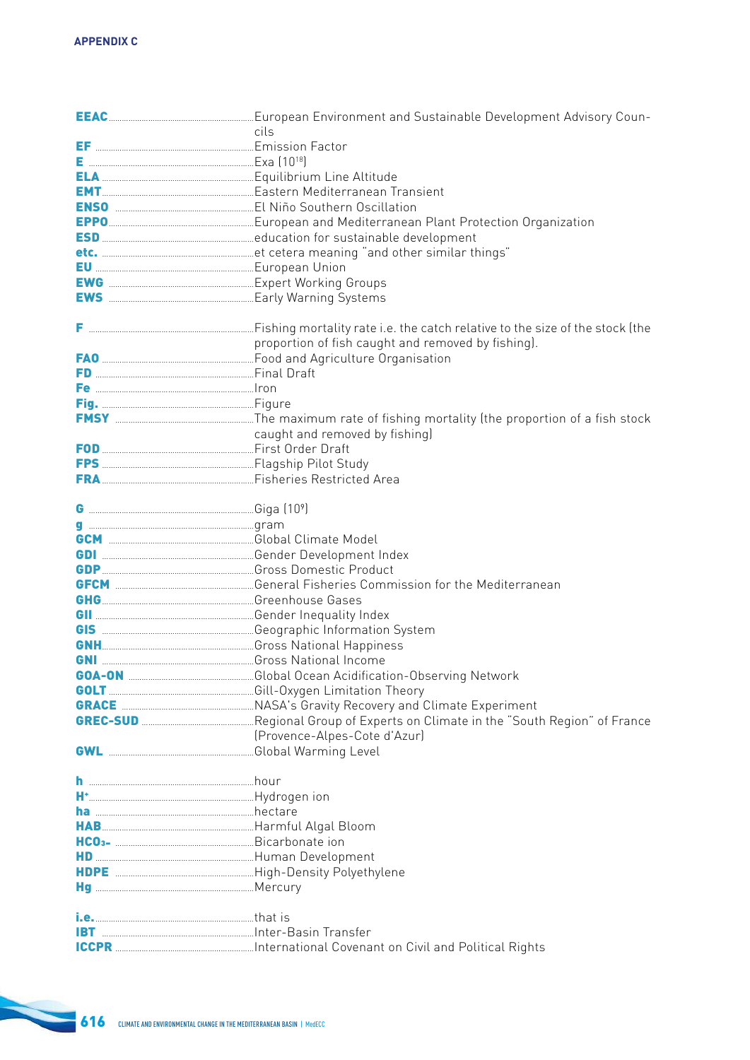**EEAC** ........ European Environment and Sustainable Development Advisory Councils
**EF** ........ Emission Factor
**E** ........ Exa ($10^{18}$)
**ELA** ........ Equilibrium Line Altitude
**EMT** ........ Eastern Mediterranean Transient
**ENSO** ........ El Niño Southern Oscillation
**EPPO** ........ European and Mediterranean Plant Protection Organization
**ESD** ........ education for sustainable development
**etc.** ........ et cetera meaning "and other similar things"
**EU** ........ European Union
**EWG** ........ Expert Working Groups
**EWS** ........ Early Warning Systems

**F** ........ Fishing mortality rate i.e. the catch relative to the size of the stock (the proportion of fish caught and removed by fishing).
**FAO** ........ Food and Agriculture Organisation
**FD** ........ Final Draft
**Fe** ........ Iron
**Fig.** ........ Figure
**FMSY** ........ The maximum rate of fishing mortality (the proportion of a fish stock caught and removed by fishing)
**FOD** ........ First Order Draft
**FPS** ........ Flagship Pilot Study
**FRA** ........ Fisheries Restricted Area

**G** ........ Giga ($10^{9}$)
**g** ........ gram
**GCM** ........ Global Climate Model
**GDI** ........ Gender Development Index
**GDP** ........ Gross Domestic Product
**GFCM** ........ General Fisheries Commission for the Mediterranean
**GHG** ........ Greenhouse Gases
**GII** ........ Gender Inequality Index
**GIS** ........ Geographic Information System
**GNH** ........ Gross National Happiness
**GNI** ........ Gross National Income
**GOA-ON** ........ Global Ocean Acidification-Observing Network
**GOLT** ........ Gill-Oxygen Limitation Theory
**GRACE** ........ NASA's Gravity Recovery and Climate Experiment
**GREC-SUD** ........ Regional Group of Experts on Climate in the "South Region" of France (Provence-Alpes-Cote d'Azur)
**GWL** ........ Global Warming Level

**h** ........ hour
**$H^+$** ........ Hydrogen ion
**ha** ........ hectare
**HAB** ........ Harmful Algal Bloom
**$HCO_3^-$** ........ Bicarbonate ion
**HD** ........ Human Development
**HDPE** ........ High-Density Polyethylene
**Hg** ........ Mercury

**i.e.** ........ that is
**IBT** ........ Inter-Basin Transfer
**ICCPR** ........ International Covenant on Civil and Political Rights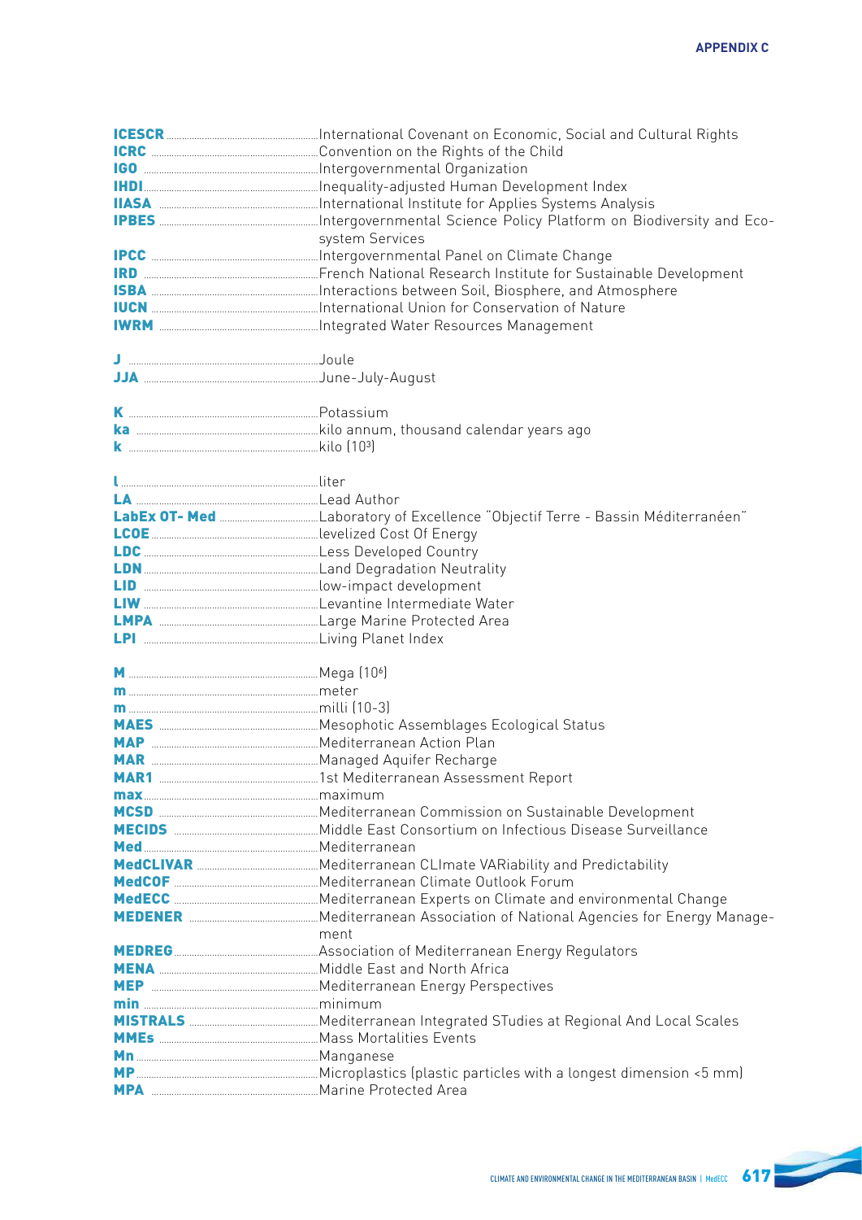**ICESCR** International Covenant on Economic, Social and Cultural Rights
**ICRC** Convention on the Rights of the Child
**IGO** Intergovernmental Organization
**IHDI** Inequality-adjusted Human Development Index
**IIASA** International Institute for Applies Systems Analysis
**IPBES** Intergovernmental Science Policy Platform on Biodiversity and Ecosystem Services
**IPCC** Intergovernmental Panel on Climate Change
**IRD** French National Research Institute for Sustainable Development
**ISBA** Interactions between Soil, Biosphere, and Atmosphere
**IUCN** International Union for Conservation of Nature
**IWRM** Integrated Water Resources Management

**J** Joule
**JJA** June-July-August

**K** Potassium
**ka** kilo annum, thousand calendar years ago
**k** kilo ($10^3$)

**l** liter
**LA** Lead Author
**LabEx OT- Med** Laboratory of Excellence "Objectif Terre - Bassin Méditerranéen"
**LCOE** levelized Cost Of Energy
**LDC** Less Developed Country
**LDN** Land Degradation Neutrality
**LID** low-impact development
**LIW** Levantine Intermediate Water
**LMPA** Large Marine Protected Area
**LPI** Living Planet Index

**M** Mega ($10^6$)
**m** meter
**m** milli (10-3)
**MAES** Mesophotic Assemblages Ecological Status
**MAP** Mediterranean Action Plan
**MAR** Managed Aquifer Recharge
**MAR1** 1st Mediterranean Assessment Report
**max** maximum
**MCSD** Mediterranean Commission on Sustainable Development
**MECIDS** Middle East Consortium on Infectious Disease Surveillance
**Med** Mediterranean
**MedCLIVAR** Mediterranean CLImate VARiability and Predictability
**MedCOF** Mediterranean Climate Outlook Forum
**MedECC** Mediterranean Experts on Climate and environmental Change
**MEDENER** Mediterranean Association of National Agencies for Energy Management
**MEDREG** Association of Mediterranean Energy Regulators
**MENA** Middle East and North Africa
**MEP** Mediterranean Energy Perspectives
**min** minimum
**MISTRALS** Mediterranean Integrated STudies at Regional And Local Scales
**MMEs** Mass Mortalities Events
**Mn** Manganese
**MP** Microplastics (plastic particles with a longest dimension <5 mm)
**MPA** Marine Protected Area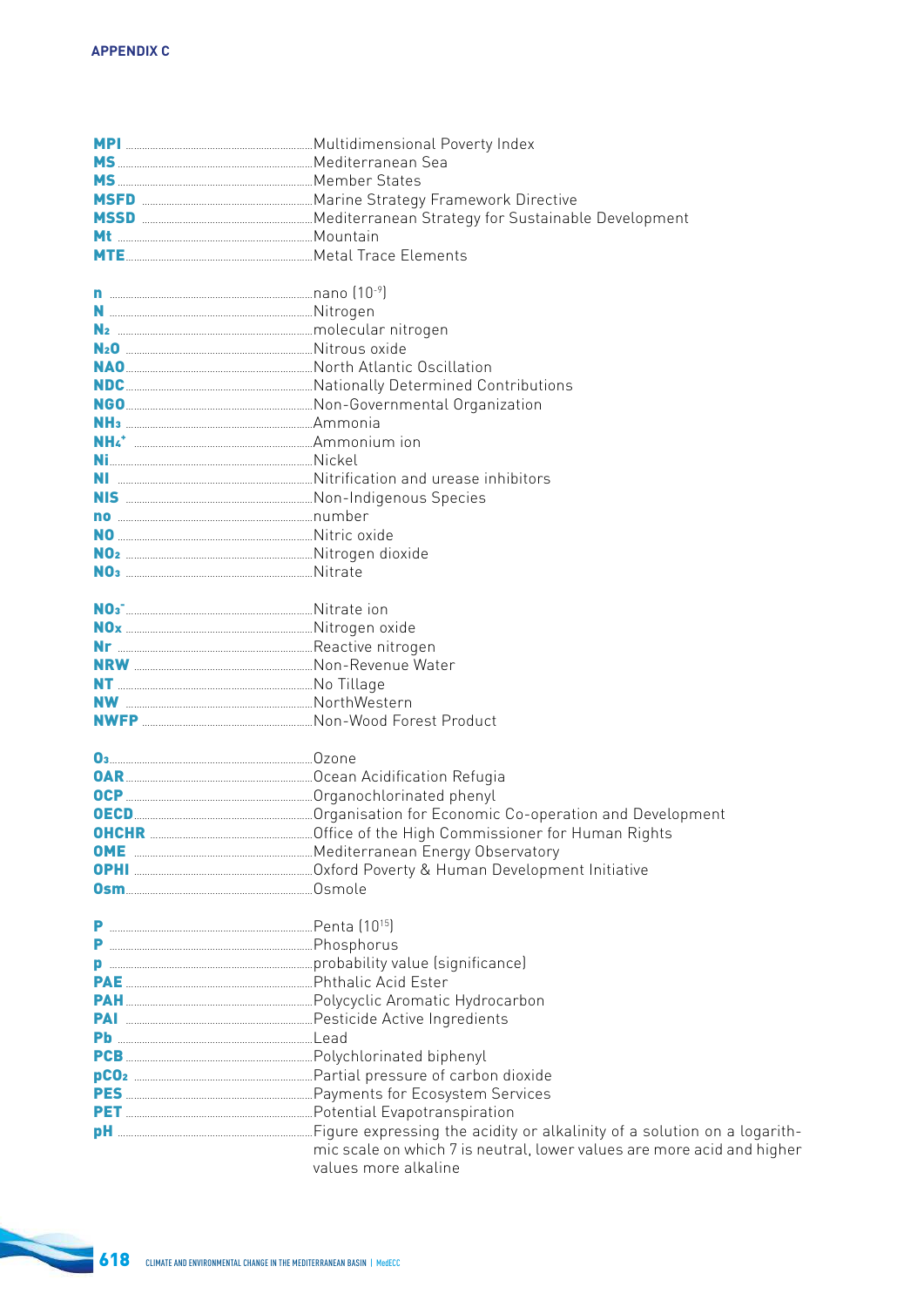## APPENDIX C

| | |
|---|---|
| **MPI** | Multidimensional Poverty Index |
| **MS** | Mediterranean Sea |
| **MS** | Member States |
| **MSFD** | Marine Strategy Framework Directive |
| **MSSD** | Mediterranean Strategy for Sustainable Development |
| **Mt** | Mountain |
| **MTE** | Metal Trace Elements |
| | |
| **n** | nano ($10^{-9}$) |
| **N** | Nitrogen |
| **$N_2$** | molecular nitrogen |
| **$N_2O$** | Nitrous oxide |
| **NAO** | North Atlantic Oscillation |
| **NDC** | Nationally Determined Contributions |
| **NGO** | Non-Governmental Organization |
| **$NH_3$** | Ammonia |
| **$NH_4^+$** | Ammonium ion |
| **Ni** | Nickel |
| **NI** | Nitrification and urease inhibitors |
| **NIS** | Non-Indigenous Species |
| **no** | number |
| **NO** | Nitric oxide |
| **$NO_2$** | Nitrogen dioxide |
| **$NO_3$** | Nitrate |
| | |
| **$NO_3^-$** | Nitrate ion |
| **$NO_x$** | Nitrogen oxide |
| **Nr** | Reactive nitrogen |
| **NRW** | Non-Revenue Water |
| **NT** | No Tillage |
| **NW** | NorthWestern |
| **NWFP** | Non-Wood Forest Product |
| | |
| **$O_3$** | Ozone |
| **OAR** | Ocean Acidification Refugia |
| **OCP** | Organochlorinated phenyl |
| **OECD** | Organisation for Economic Co-operation and Development |
| **OHCHR** | Office of the High Commissioner for Human Rights |
| **OME** | Mediterranean Energy Observatory |
| **OPHI** | Oxford Poverty & Human Development Initiative |
| **Osm** | Osmole |
| | |
| **P** | Penta ($10^{15}$) |
| **P** | Phosphorus |
| **p** | probability value (significance) |
| **PAE** | Phthalic Acid Ester |
| **PAH** | Polycyclic Aromatic Hydrocarbon |
| **PAI** | Pesticide Active Ingredients |
| **Pb** | Lead |
| **PCB** | Polychlorinated biphenyl |
| **$pCO_2$** | Partial pressure of carbon dioxide |
| **PES** | Payments for Ecosystem Services |
| **PET** | Potential Evapotranspiration |
| **pH** | Figure expressing the acidity or alkalinity of a solution on a logarithmic scale on which 7 is neutral, lower values are more acid and higher values more alkaline |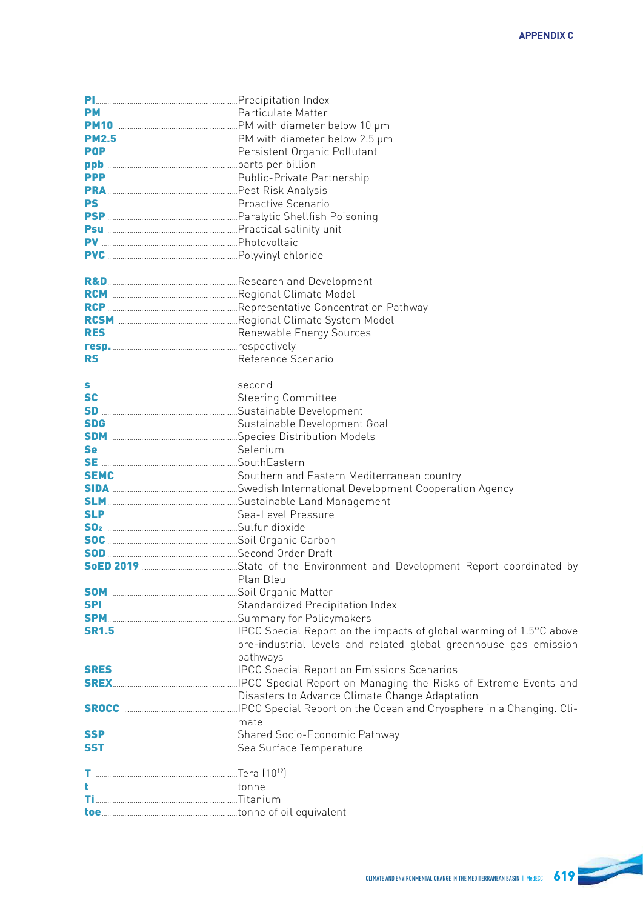**PI** ........ Precipitation Index
**PM** ........ Particulate Matter
**PM10** ........ PM with diameter below 10 μm
**PM2.5** ........ PM with diameter below 2.5 μm
**POP** ........ Persistent Organic Pollutant
**ppb** ........ parts per billion
**PPP** ........ Public-Private Partnership
**PRA** ........ Pest Risk Analysis
**PS** ........ Proactive Scenario
**PSP** ........ Paralytic Shellfish Poisoning
**Psu** ........ Practical salinity unit
**PV** ........ Photovoltaic
**PVC** ........ Polyvinyl chloride

**R&D** ........ Research and Development
**RCM** ........ Regional Climate Model
**RCP** ........ Representative Concentration Pathway
**RCSM** ........ Regional Climate System Model
**RES** ........ Renewable Energy Sources
**resp.** ........ respectively
**RS** ........ Reference Scenario

**s** ........ second
**SC** ........ Steering Committee
**SD** ........ Sustainable Development
**SDG** ........ Sustainable Development Goal
**SDM** ........ Species Distribution Models
**Se** ........ Selenium
**SE** ........ SouthEastern
**SEMC** ........ Southern and Eastern Mediterranean country
**SIDA** ........ Swedish International Development Cooperation Agency
**SLM** ........ Sustainable Land Management
**SLP** ........ Sea-Level Pressure
**$SO_2$** ........ Sulfur dioxide
**SOC** ........ Soil Organic Carbon
**SOD** ........ Second Order Draft
**SoED 2019** ........ State of the Environment and Development Report coordinated by Plan Bleu
**SOM** ........ Soil Organic Matter
**SPI** ........ Standardized Precipitation Index
**SPM** ........ Summary for Policymakers
**SR1.5** ........ IPCC Special Report on the impacts of global warming of 1.5°C above pre-industrial levels and related global greenhouse gas emission pathways
**SRES** ........ IPCC Special Report on Emissions Scenarios
**SREX** ........ IPCC Special Report on Managing the Risks of Extreme Events and Disasters to Advance Climate Change Adaptation
**SROCC** ........ IPCC Special Report on the Ocean and Cryosphere in a Changing. Climate
**SSP** ........ Shared Socio-Economic Pathway
**SST** ........ Sea Surface Temperature

**T** ........ Tera ($10^{12}$)
**t** ........ tonne
**Ti** ........ Titanium
**toe** ........ tonne of oil equivalent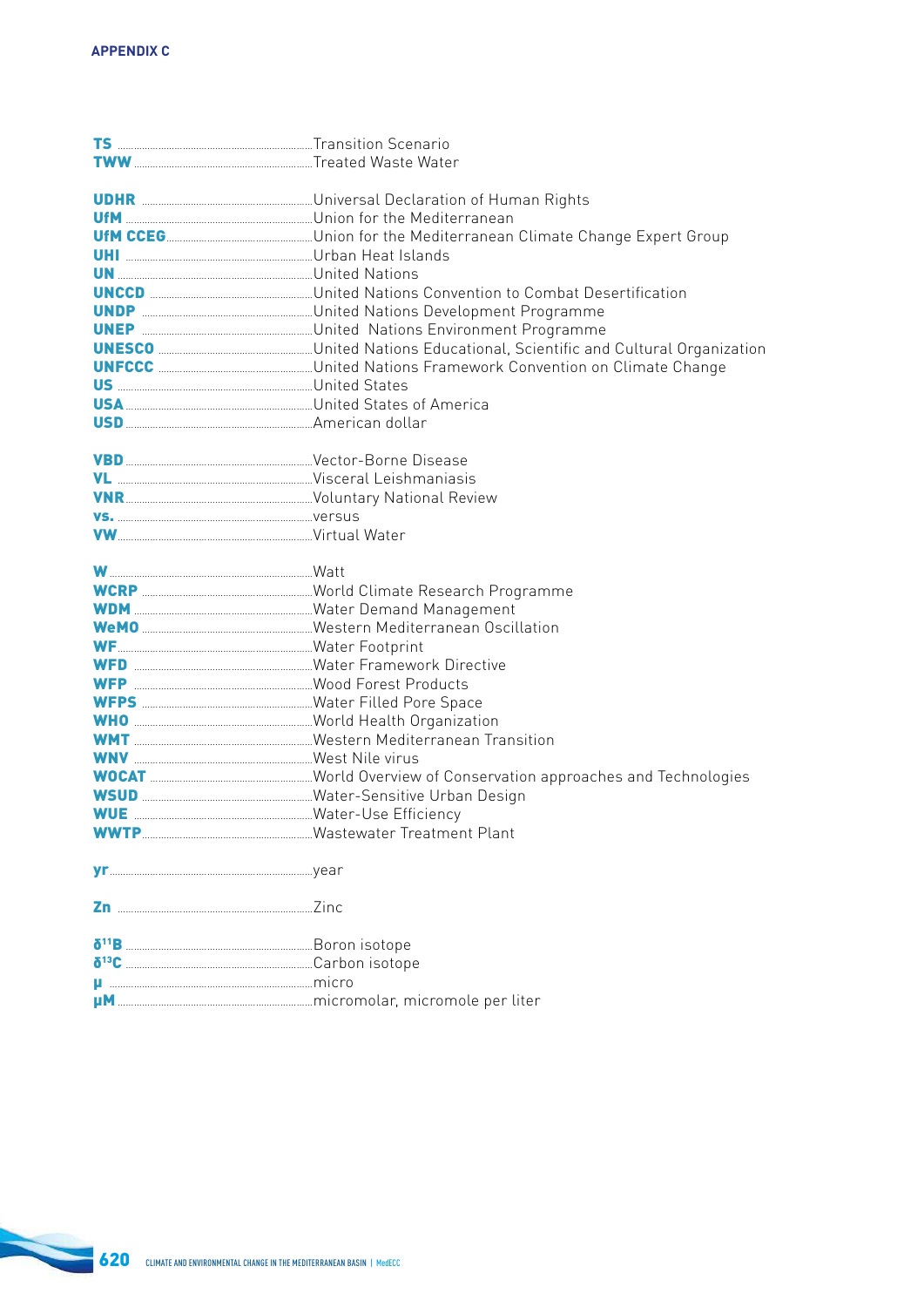**APPENDIX C**

**TS** ... Transition Scenario
**TWW** ... Treated Waste Water

**UDHR** ... Universal Declaration of Human Rights
**UfM** ... Union for the Mediterranean
**UfM CCEG** ... Union for the Mediterranean Climate Change Expert Group
**UHI** ... Urban Heat Islands
**UN** ... United Nations
**UNCCD** ... United Nations Convention to Combat Desertification
**UNDP** ... United Nations Development Programme
**UNEP** ... United Nations Environment Programme
**UNESCO** ... United Nations Educational, Scientific and Cultural Organization
**UNFCCC** ... United Nations Framework Convention on Climate Change
**US** ... United States
**USA** ... United States of America
**USD** ... American dollar

**VBD** ... Vector-Borne Disease
**VL** ... Visceral Leishmaniasis
**VNR** ... Voluntary National Review
**vs.** ... versus
**VW** ... Virtual Water

**W** ... Watt
**WCRP** ... World Climate Research Programme
**WDM** ... Water Demand Management
**WeMO** ... Western Mediterranean Oscillation
**WF** ... Water Footprint
**WFD** ... Water Framework Directive
**WFP** ... Wood Forest Products
**WFPS** ... Water Filled Pore Space
**WHO** ... World Health Organization
**WMT** ... Western Mediterranean Transition
**WNV** ... West Nile virus
**WOCAT** ... World Overview of Conservation approaches and Technologies
**WSUD** ... Water-Sensitive Urban Design
**WUE** ... Water-Use Efficiency
**WWTP** ... Wastewater Treatment Plant

**yr** ... year

**Zn** ... Zinc

**$\delta^{11}B$** ... Boron isotope
**$\delta^{13}C$** ... Carbon isotope
**µ** ... micro
**µM** ... micromolar, micromole per liter